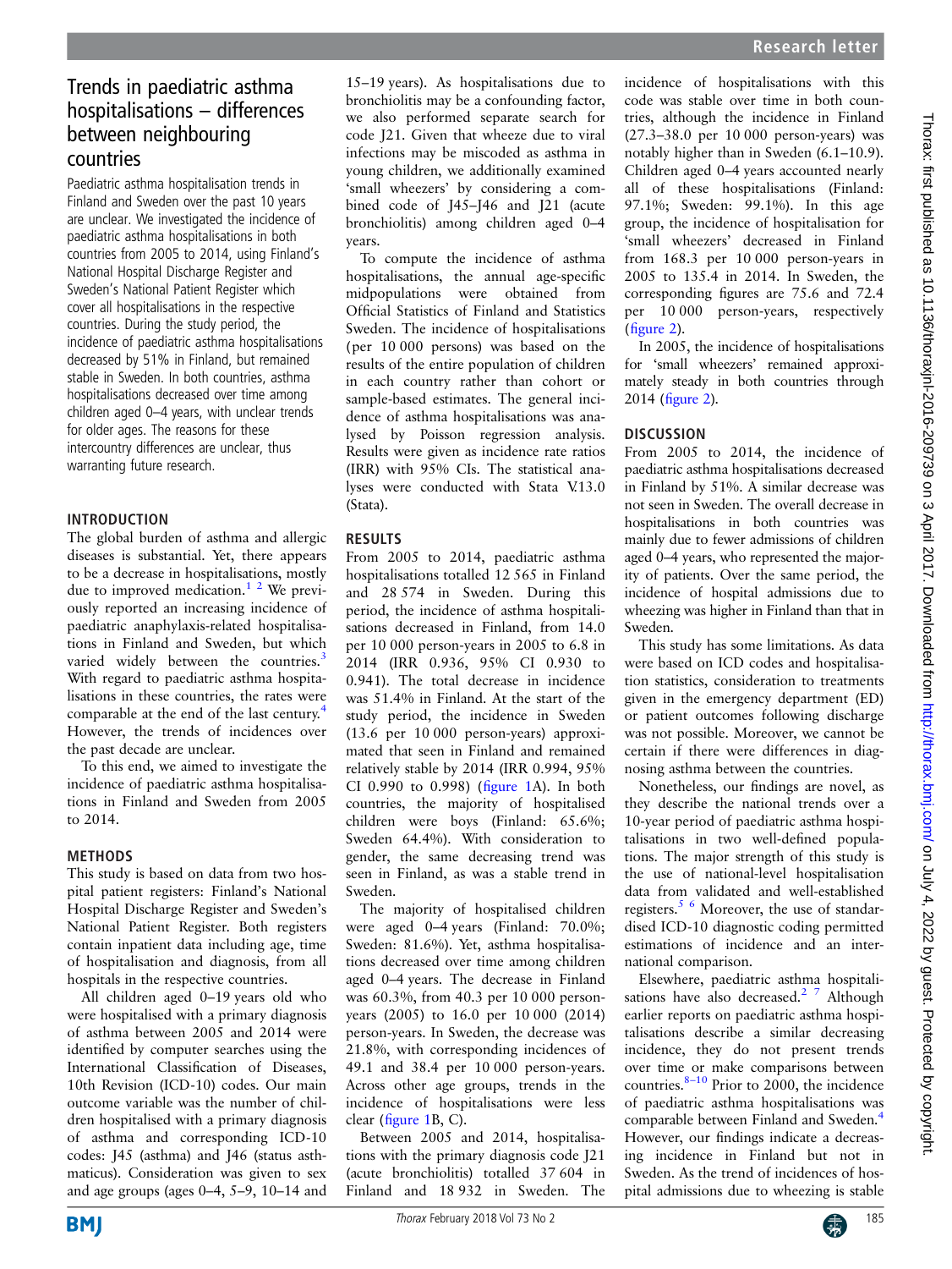# Trends in paediatric asthma hospitalisations – differences between neighbouring countries

Paediatric asthma hospitalisation trends in Finland and Sweden over the past 10 years are unclear. We investigated the incidence of paediatric asthma hospitalisations in both countries from 2005 to 2014, using Finland's National Hospital Discharge Register and Sweden's National Patient Register which cover all hospitalisations in the respective countries. During the study period, the incidence of paediatric asthma hospitalisations decreased by 51% in Finland, but remained stable in Sweden. In both countries, asthma hospitalisations decreased over time among children aged 0–4 years, with unclear trends for older ages. The reasons for these intercountry differences are unclear, thus warranting future research.

## INTRODUCTION

The global burden of asthma and allergic diseases is substantial. Yet, there appears to be a decrease in hospitalisations, mostly due to improved medication.[1 2] We previously reported an increasing incidence of paediatric anaphylaxis-related hospitalisations in Finland and Sweden, but which varied widely between the countries.[3] With regard to paediatric asthma hospitalisations in these countries, the rates were comparable at the end of the last century.[4] However, the trends of incidences over the past decade are unclear.

To this end, we aimed to investigate the incidence of paediatric asthma hospitalisations in Finland and Sweden from 2005 to 2014.

## METHODS

This study is based on data from two hospital patient registers: Finland's National Hospital Discharge Register and Sweden's National Patient Register. Both registers contain inpatient data including age, time of hospitalisation and diagnosis, from all hospitals in the respective countries.

All children aged 0–19 years old who were hospitalised with a primary diagnosis of asthma between 2005 and 2014 were identified by computer searches using the International Classification of Diseases, 10th Revision (ICD-10) codes. Our main outcome variable was the number of children hospitalised with a primary diagnosis of asthma and corresponding ICD-10 codes: J45 (asthma) and J46 (status asthmaticus). Consideration was given to sex and age groups (ages 0–4, 5–9, 10–14 and 15–19 years). As hospitalisations due to bronchiolitis may be a confounding factor, we also performed separate search for code J21. Given that wheeze due to viral infections may be miscoded as asthma in young children, we additionally examined 'small wheezers' by considering a combined code of J45–J46 and J21 (acute bronchiolitis) among children aged 0–4 years.

To compute the incidence of asthma hospitalisations, the annual age-specific midpopulations were obtained from Official Statistics of Finland and Statistics Sweden. The incidence of hospitalisations (per 10 000 persons) was based on the results of the entire population of children in each country rather than cohort or sample-based estimates. The general incidence of asthma hospitalisations was analysed by Poisson regression analysis. Results were given as incidence rate ratios (IRR) with 95% CIs. The statistical analyses were conducted with Stata V.13.0 (Stata).

## RESULTS

From 2005 to 2014, paediatric asthma hospitalisations totalled 12 565 in Finland and 28 574 in Sweden. During this period, the incidence of asthma hospitalisations decreased in Finland, from 14.0 per 10 000 person-years in 2005 to 6.8 in 2014 (IRR 0.936, 95% CI 0.930 to 0.941). The total decrease in incidence was 51.4% in Finland. At the start of the study period, the incidence in Sweden (13.6 per 10 000 person-years) approximated that seen in Finland and remained relatively stable by 2014 (IRR 0.994, 95% CI 0.990 to 0.998) (figure 1A). In both countries, the majority of hospitalised children were boys (Finland: 65.6%; Sweden 64.4%). With consideration to gender, the same decreasing trend was seen in Finland, as was a stable trend in Sweden.

The majority of hospitalised children were aged 0–4 years (Finland: 70.0%; Sweden: 81.6%). Yet, asthma hospitalisations decreased over time among children aged 0–4 years. The decrease in Finland was 60.3%, from 40.3 per 10 000 person-years (2005) to 16.0 per 10 000 (2014) person-years. In Sweden, the decrease was 21.8%, with corresponding incidences of 49.1 and 38.4 per 10 000 person-years. Across other age groups, trends in the incidence of hospitalisations were less clear (figure 1B, C).

Between 2005 and 2014, hospitalisations with the primary diagnosis code J21 (acute bronchiolitis) totalled 37 604 in Finland and 18 932 in Sweden. The incidence of hospitalisations with this code was stable over time in both countries, although the incidence in Finland (27.3–38.0 per 10 000 person-years) was notably higher than in Sweden (6.1–10.9). Children aged 0–4 years accounted nearly all of these hospitalisations (Finland: 97.1%; Sweden: 99.1%). In this age group, the incidence of hospitalisation for 'small wheezers' decreased in Finland from 168.3 per 10 000 person-years in 2005 to 135.4 in 2014. In Sweden, the corresponding figures are 75.6 and 72.4 per 10 000 person-years, respectively (figure 2).

In 2005, the incidence of hospitalisations for 'small wheezers' remained approximately steady in both countries through 2014 (figure 2).

## DISCUSSION

From 2005 to 2014, the incidence of paediatric asthma hospitalisations decreased in Finland by 51%. A similar decrease was not seen in Sweden. The overall decrease in hospitalisations in both countries was mainly due to fewer admissions of children aged 0–4 years, who represented the majority of patients. Over the same period, the incidence of hospital admissions due to wheezing was higher in Finland than that in Sweden.

This study has some limitations. As data were based on ICD codes and hospitalisation statistics, consideration to treatments given in the emergency department (ED) or patient outcomes following discharge was not possible. Moreover, we cannot be certain if there were differences in diagnosing asthma between the countries.

Nonetheless, our findings are novel, as they describe the national trends over a 10-year period of paediatric asthma hospitalisations in two well-defined populations. The major strength of this study is the use of national-level hospitalisation data from validated and well-established registers.[5 6] Moreover, the use of standardised ICD-10 diagnostic coding permitted estimations of incidence and an international comparison.

Elsewhere, paediatric asthma hospitalisations have also decreased.[2 7] Although earlier reports on paediatric asthma hospitalisations describe a similar decreasing incidence, they do not present trends over time or make comparisons between countries.[8–10] Prior to 2000, the incidence of paediatric asthma hospitalisations was comparable between Finland and Sweden.[4] However, our findings indicate a decreasing incidence in Finland but not in Sweden. As the trend of incidences of hospital admissions due to wheezing is stable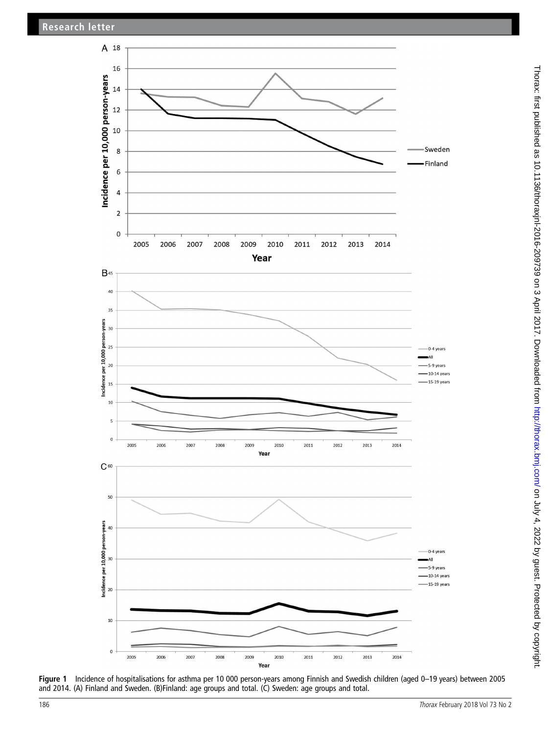Figure 1 Incidence of hospitalisations for asthma per 10 000 person-years among Finnish and Swedish children (aged 0–19 years) between 2005 and 2014. (A) Finland and Sweden. (B)Finland: age groups and total. (C) Sweden: age groups and total.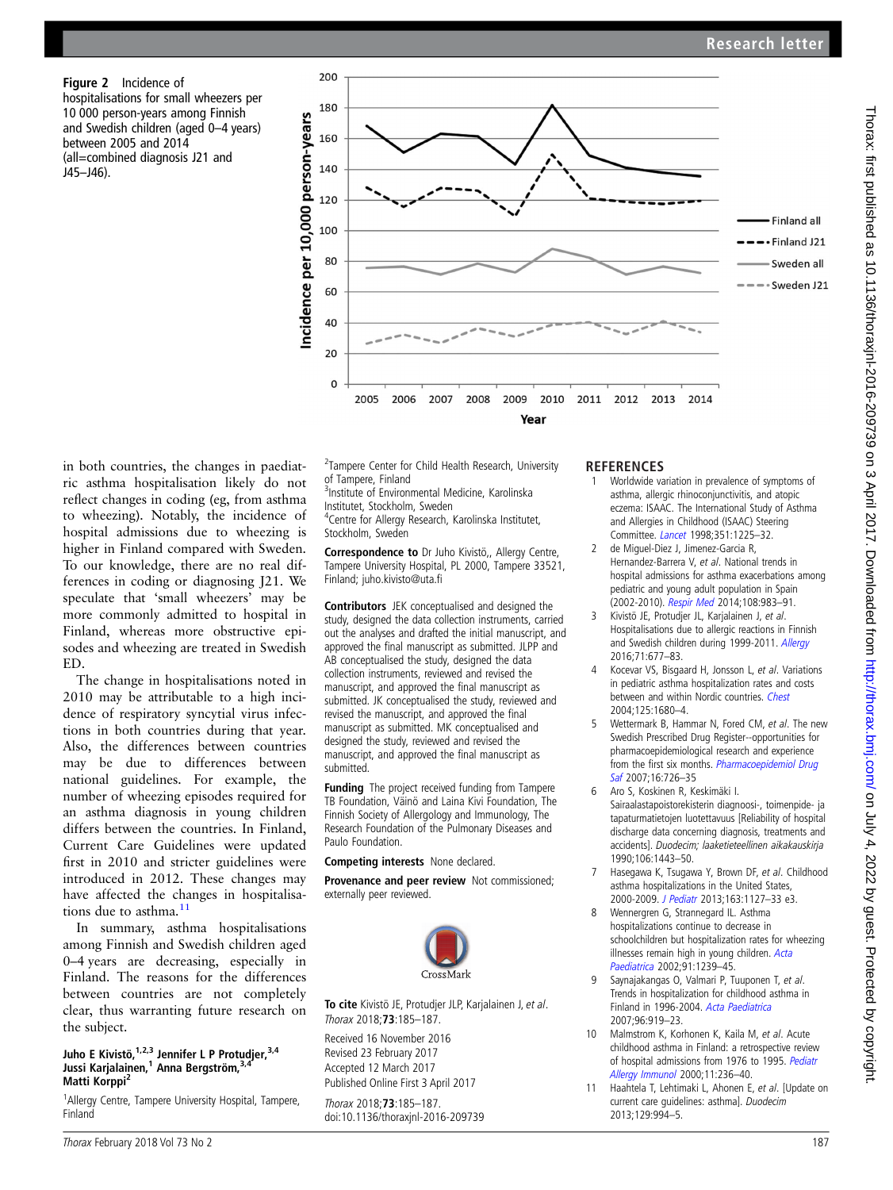**Figure 2** Incidence of hospitalisations for small wheezers per 10 000 person-years among Finnish and Swedish children (aged 0–4 years) between 2005 and 2014 (all=combined diagnosis J21 and J45–J46).

Incidence per 10,000 person-years

200
180
160
140
120
100
80
60
40
20
0

2005 2006 2007 2008 2009 2010 2011 2012 2013 2014

Year

Finland all
Finland J21
Sweden all
Sweden J21

in both countries, the changes in paediatric asthma hospitalisation likely do not reflect changes in coding (eg, from asthma to wheezing). Notably, the incidence of hospital admissions due to wheezing is higher in Finland compared with Sweden. To our knowledge, there are no real differences in coding or diagnosing J21. We speculate that 'small wheezers' may be more commonly admitted to hospital in Finland, whereas more obstructive episodes and wheezing are treated in Swedish ED.

The change in hospitalisations noted in 2010 may be attributable to a high incidence of respiratory syncytial virus infections in both countries during that year. Also, the differences between countries may be due to differences between national guidelines. For example, the number of wheezing episodes required for an asthma diagnosis in young children differs between the countries. In Finland, Current Care Guidelines were updated first in 2010 and stricter guidelines were introduced in 2012. These changes may have affected the changes in hospitalisations due to asthma.[11]

In summary, asthma hospitalisations among Finnish and Swedish children aged 0–4 years are decreasing, especially in Finland. The reasons for the differences between countries are not completely clear, thus warranting future research on the subject.

**Juho E Kivistö,[1,2,3] Jennifer L P Protudjer,[3,4] Jussi Karjalainen,[1] Anna Bergström,[3,4] Matti Korppi[2]**

[1]Allergy Centre, Tampere University Hospital, Tampere, Finland
[2]Tampere Center for Child Health Research, University of Tampere, Finland
[3]Institute of Environmental Medicine, Karolinska Institutet, Stockholm, Sweden
[4]Centre for Allergy Research, Karolinska Institutet, Stockholm, Sweden

**Correspondence to** Dr Juho Kivistö,, Allergy Centre, Tampere University Hospital, PL 2000, Tampere 33521, Finland; juho.kivisto@uta.fi

**Contributors** JEK conceptualised and designed the study, designed the data collection instruments, carried out the analyses and drafted the initial manuscript, and approved the final manuscript as submitted. JLPP and AB conceptualised the study, designed the data collection instruments, reviewed and revised the manuscript, and approved the final manuscript as submitted. JK conceptualised the study, reviewed and revised the manuscript, and approved the final manuscript as submitted. MK conceptualised and designed the study, reviewed and revised the manuscript, and approved the final manuscript as submitted.

**Funding** The project received funding from Tampere TB Foundation, Väinö and Laina Kivi Foundation, The Finnish Society of Allergology and Immunology, The Research Foundation of the Pulmonary Diseases and Paulo Foundation.

**Competing interests** None declared.

**Provenance and peer review** Not commissioned; externally peer reviewed.

**To cite** Kivistö JE, Protudjer JLP, Karjalainen J, *et al*. *Thorax* 2018;**73**:185–187.

Received 16 November 2016
Revised 23 February 2017
Accepted 12 March 2017
Published Online First 3 April 2017

*Thorax* 2018;**73**:185–187.
doi:10.1136/thoraxjnl-2016-209739

## REFERENCES

1. Worldwide variation in prevalence of symptoms of asthma, allergic rhinoconjunctivitis, and atopic eczema: ISAAC. The International Study of Asthma and Allergies in Childhood (ISAAC) Steering Committee. *Lancet* 1998;351:1225–32.
2. de Miguel-Diez J, Jimenez-Garcia R, Hernandez-Barrera V, *et al*. National trends in hospital admissions for asthma exacerbations among pediatric and young adult population in Spain (2002-2010). *Respir Med* 2014;108:983–91.
3. Kivistö JE, Protudjer JL, Karjalainen J, *et al*. Hospitalisations due to allergic reactions in Finnish and Swedish children during 1999-2011. *Allergy* 2016;71:677–83.
4. Kocevar VS, Bisgaard H, Jonsson L, *et al*. Variations in pediatric asthma hospitalization rates and costs between and within Nordic countries. *Chest* 2004;125:1680–4.
5. Wettermark B, Hammar N, Fored CM, *et al*. The new Swedish Prescribed Drug Register--opportunities for pharmacoepidemiological research and experience from the first six months. *Pharmacoepidemiol Drug Saf* 2007;16:726–35
6. Aro S, Koskinen R, Keskimäki I. Sairaalastapoistorekisterin diagnoosi-, toimenpide- ja tapaturmatietojen luotettavuus [Reliability of hospital discharge data concerning diagnosis, treatments and accidents]. *Duodecim; laaketieteellinen aikakauskirja* 1990;106:1443–50.
7. Hasegawa K, Tsugawa Y, Brown DF, *et al*. Childhood asthma hospitalizations in the United States, 2000-2009. *J Pediatr* 2013;163:1127–33 e3.
8. Wennergren G, Strannegard IL. Asthma hospitalizations continue to decrease in schoolchildren but hospitalization rates for wheezing illnesses remain high in young children. *Acta Paediatrica* 2002;91:1239–45.
9. Saynajakangas O, Valmari P, Tuuponen T, *et al*. Trends in hospitalization for childhood asthma in Finland in 1996-2004. *Acta Paediatrica* 2007;96:919–23.
10. Malmstrom K, Korhonen K, Kaila M, *et al*. Acute childhood asthma in Finland: a retrospective review of hospital admissions from 1976 to 1995. *Pediatr Allergy Immunol* 2000;11:236–40.
11. Haahtela T, Lehtimaki L, Ahonen E, *et al*. [Update on current care guidelines: asthma]. *Duodecim* 2013;129:994–5.